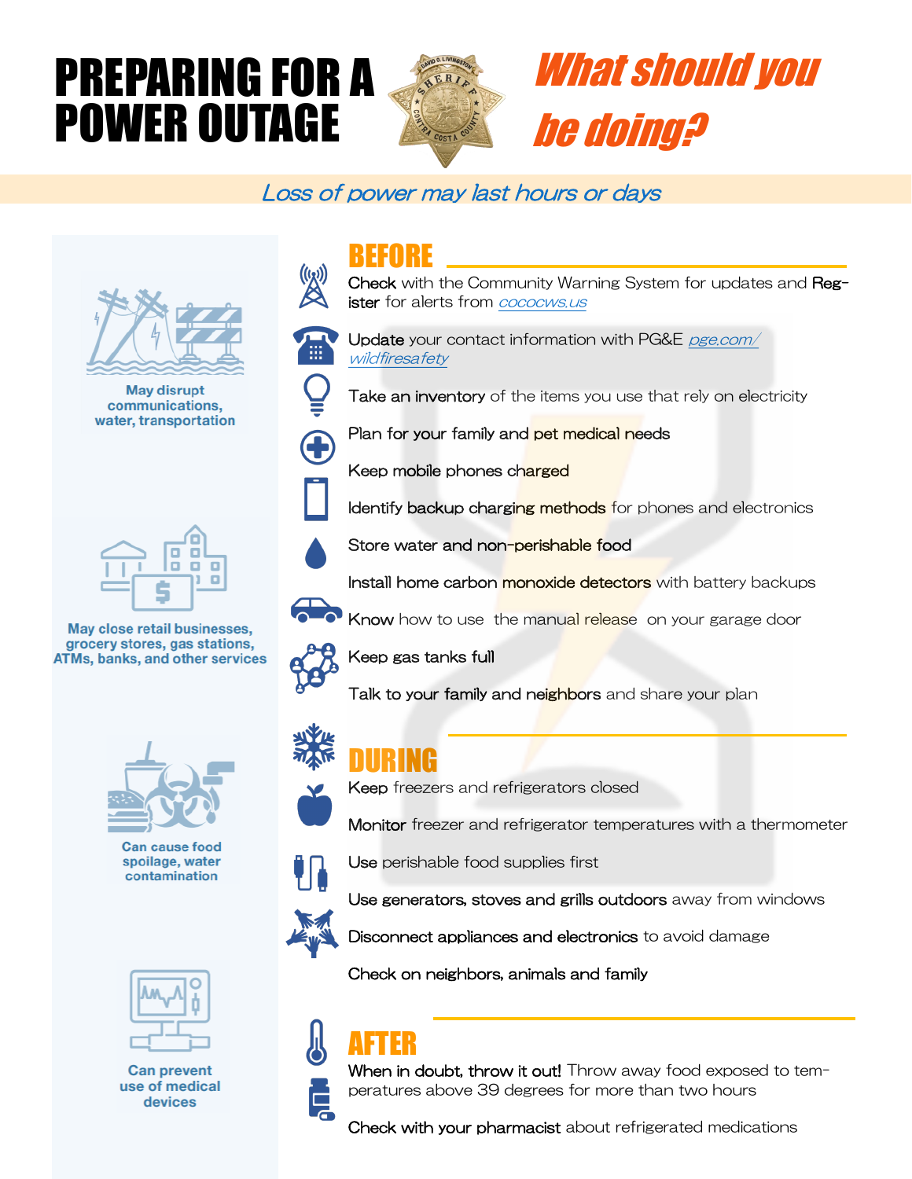# PREPARING FOR A POWER OUTAGE

## *What should you be doing?*

*Loss of power may last hours or days*

**May disrupt communications, water, transportation**

**May close retail businesses, grocery stores, gas stations, ATMs, banks, and other services**

**Can cause food spoilage, water contamination**

**Can prevent use of medical devices**

## BEFORE

- **Check** with the Community Warning System for updates and **Register** for alerts from *cococws.us*
- **Update** your contact information with PG&E *pge.com/wildfiresafety*
- **Take an inventory** of the items you use that rely on electricity
- **Plan for your family and pet medical needs**
- **Keep mobile phones charged**
- **Identify backup charging methods** for phones and electronics
- **Store water and non-perishable food**
- **Install home carbon monoxide detectors** with battery backups
- **Know** how to use the manual release on your garage door
- **Keep gas tanks full**
- **Talk to your family and neighbors** and share your plan

## DURING

- **Keep** freezers and refrigerators closed
- **Monitor** freezer and refrigerator temperatures with a thermometer
- **Use** perishable food supplies first
- **Use generators, stoves and grills outdoors** away from windows
- **Disconnect appliances and electronics** to avoid damage
- **Check on neighbors, animals and family**

## AFTER

- **When in doubt, throw it out!** Throw away food exposed to temperatures above 39 degrees for more than two hours
- **Check with your pharmacist** about refrigerated medications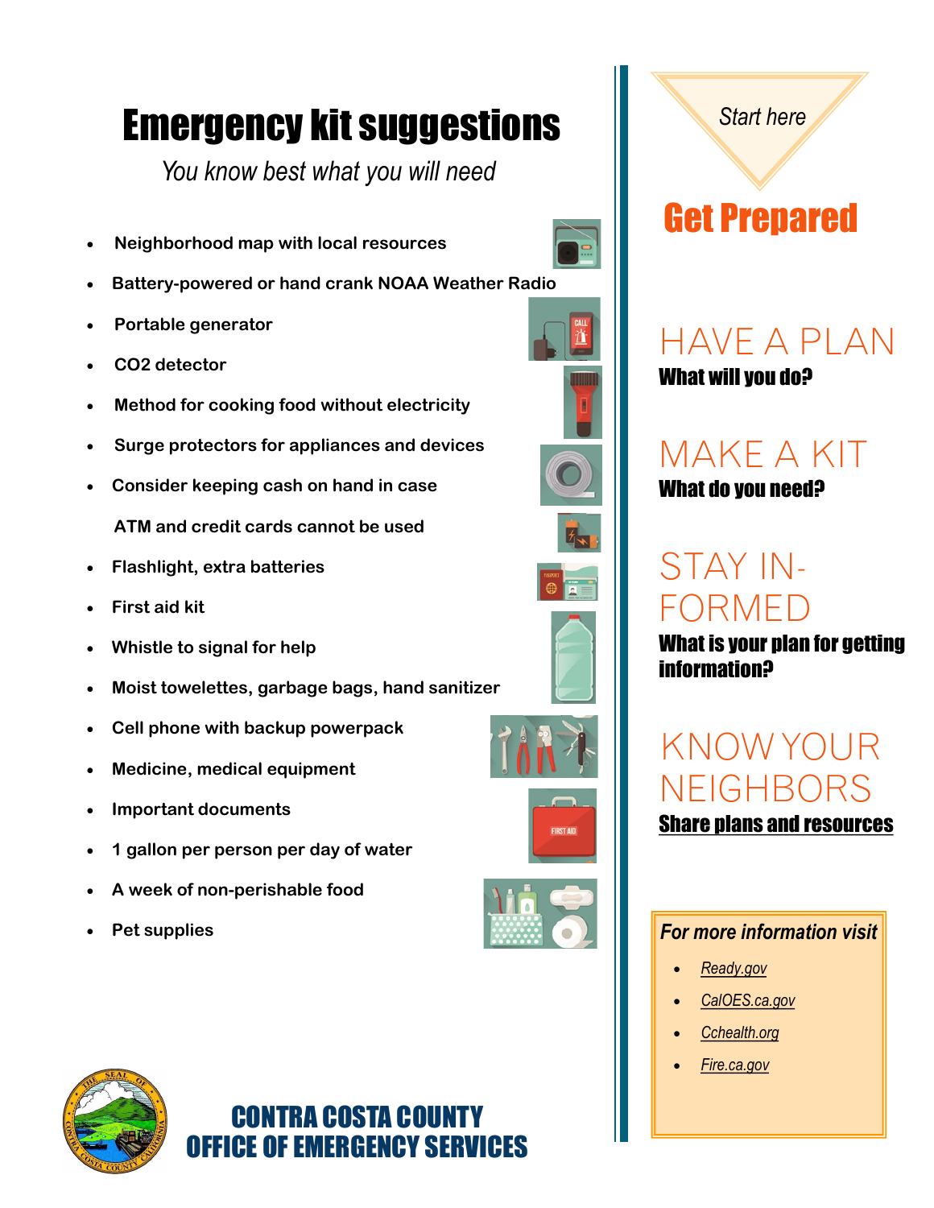# Emergency kit suggestions

*You know best what you will need*

- Neighborhood map with local resources
- Battery-powered or hand crank NOAA Weather Radio
- Portable generator
- $CO_2$ detector
- Method for cooking food without electricity
- Surge protectors for appliances and devices
- Consider keeping cash on hand in case ATM and credit cards cannot be used
- Flashlight, extra batteries
- First aid kit
- Whistle to signal for help
- Moist towelettes, garbage bags, hand sanitizer
- Cell phone with backup powerpack
- Medicine, medical equipment
- Important documents
- 1 gallon per person per day of water
- A week of non-perishable food
- Pet supplies

*Start here*

## Get Prepared

## HAVE A PLAN

**What will you do?**

## MAKE A KIT

**What do you need?**

## STAY INFORMED

**What is your plan for getting information?**

## KNOW YOUR NEIGHBORS

**Share plans and resources**

***For more information visit***

- *Ready.gov*
- *CalOES.ca.gov*
- *Cchealth.org*
- *Fire.ca.gov*

**CONTRA COSTA COUNTY OFFICE OF EMERGENCY SERVICES**